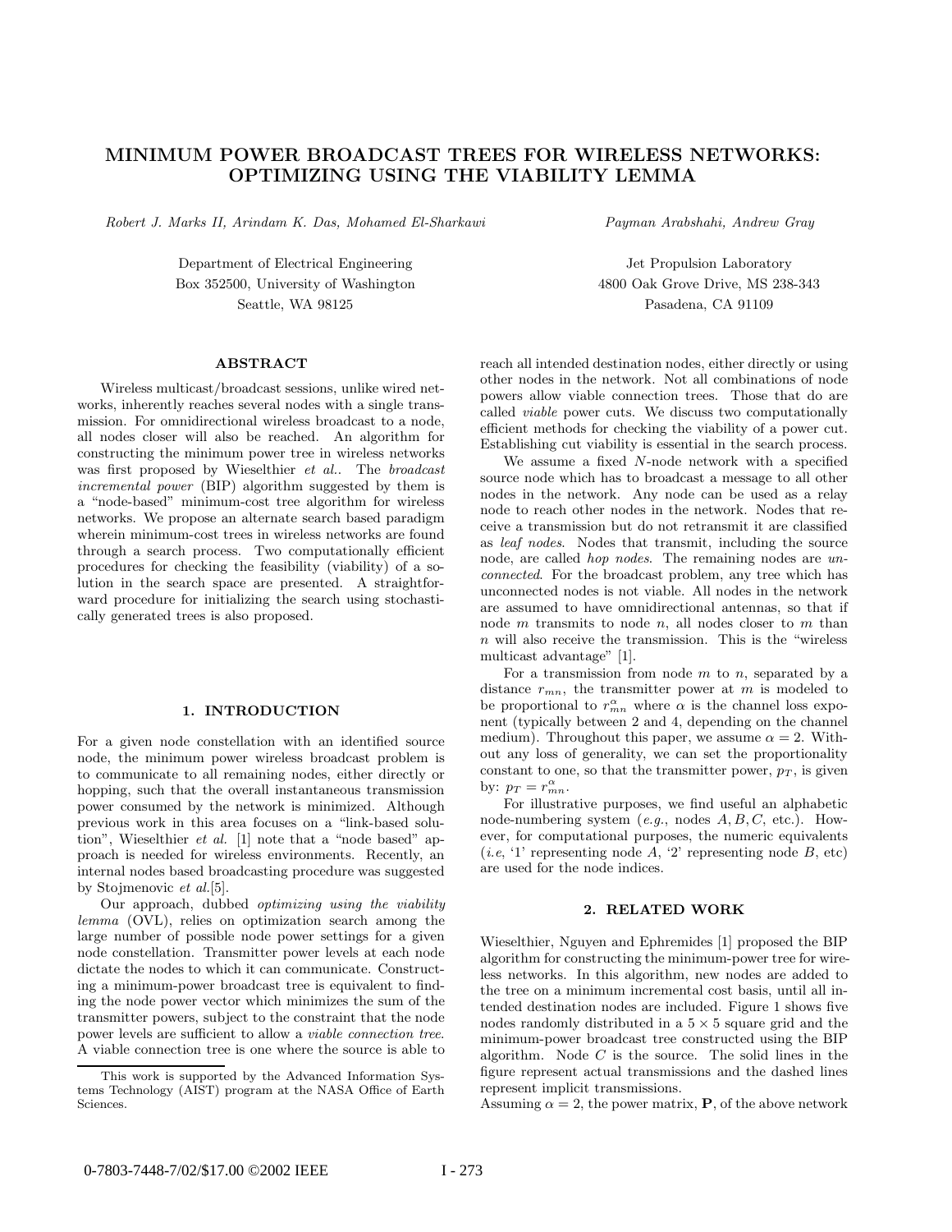# MINIMUM POWER BROADCAST TREES FOR WIRELESS NETWORKS: OPTIMIZING USING THE VIABILITY LEMMA

*Robert J. Marks II, Arindam K. Das, Mohamed El-Sharkawi*

Department of Electrical Engineering
Box 352500, University of Washington
Seattle, WA 98125

*Payman Arabshahi, Andrew Gray*

Jet Propulsion Laboratory
4800 Oak Grove Drive, MS 238-343
Pasadena, CA 91109

## ABSTRACT

Wireless multicast/broadcast sessions, unlike wired networks, inherently reaches several nodes with a single transmission. For omnidirectional wireless broadcast to a node, all nodes closer will also be reached. An algorithm for constructing the minimum power tree in wireless networks was first proposed by Wieselthier *et al.*. The *broadcast incremental power* (BIP) algorithm suggested by them is a "node-based" minimum-cost tree algorithm for wireless networks. We propose an alternate search based paradigm wherein minimum-cost trees in wireless networks are found through a search process. Two computationally efficient procedures for checking the feasibility (viability) of a solution in the search space are presented. A straightforward procedure for initializing the search using stochastically generated trees is also proposed.

## 1. INTRODUCTION

For a given node constellation with an identified source node, the minimum power wireless broadcast problem is to communicate to all remaining nodes, either directly or hopping, such that the overall instantaneous transmission power consumed by the network is minimized. Although previous work in this area focuses on a "link-based solution", Wieselthier *et al.* [1] note that a "node based" approach is needed for wireless environments. Recently, an internal nodes based broadcasting procedure was suggested by Stojmenovic *et al.*[5].

Our approach, dubbed *optimizing using the viability lemma* (OVL), relies on optimization search among the large number of possible node power settings for a given node constellation. Transmitter power levels at each node dictate the nodes to which it can communicate. Constructing a minimum-power broadcast tree is equivalent to finding the node power vector which minimizes the sum of the transmitter powers, subject to the constraint that the node power levels are sufficient to allow a *viable connection tree*. A viable connection tree is one where the source is able to reach all intended destination nodes, either directly or using other nodes in the network. Not all combinations of node powers allow viable connection trees. Those that do are called *viable* power cuts. We discuss two computationally efficient methods for checking the viability of a power cut. Establishing cut viability is essential in the search process.

We assume a fixed $N$-node network with a specified source node which has to broadcast a message to all other nodes in the network. Any node can be used as a relay node to reach other nodes in the network. Nodes that receive a transmission but do not retransmit it are classified as *leaf nodes*. Nodes that transmit, including the source node, are called *hop nodes*. The remaining nodes are *unconnected*. For the broadcast problem, any tree which has unconnected nodes is not viable. All nodes in the network are assumed to have omnidirectional antennas, so that if node $m$ transmits to node $n$, all nodes closer to $m$ than $n$ will also receive the transmission. This is the "wireless multicast advantage" [1].

For a transmission from node $m$ to $n$, separated by a distance $r_{mn}$, the transmitter power at $m$ is modeled to be proportional to $r_{mn}^{\alpha}$ where $\alpha$ is the channel loss exponent (typically between 2 and 4, depending on the channel medium). Throughout this paper, we assume $\alpha = 2$. Without any loss of generality, we can set the proportionality constant to one, so that the transmitter power, $p_T$, is given by: $p_T = r_{mn}^{\alpha}$.

For illustrative purposes, we find useful an alphabetic node-numbering system (*e.g.*, nodes $A, B, C$, etc.). However, for computational purposes, the numeric equivalents (*i.e*, '1' representing node $A$, '2' representing node $B$, etc) are used for the node indices.

## 2. RELATED WORK

Wieselthier, Nguyen and Ephremides [1] proposed the BIP algorithm for constructing the minimum-power tree for wireless networks. In this algorithm, new nodes are added to the tree on a minimum incremental cost basis, until all intended destination nodes are included. Figure 1 shows five nodes randomly distributed in a $5 \times 5$ square grid and the minimum-power broadcast tree constructed using the BIP algorithm. Node $C$ is the source. The solid lines in the figure represent actual transmissions and the dashed lines represent implicit transmissions.

Assuming $\alpha = 2$, the power matrix, $\mathbf{P}$, of the above network

---

This work is supported by the Advanced Information Systems Technology (AIST) program at the NASA Office of Earth Sciences.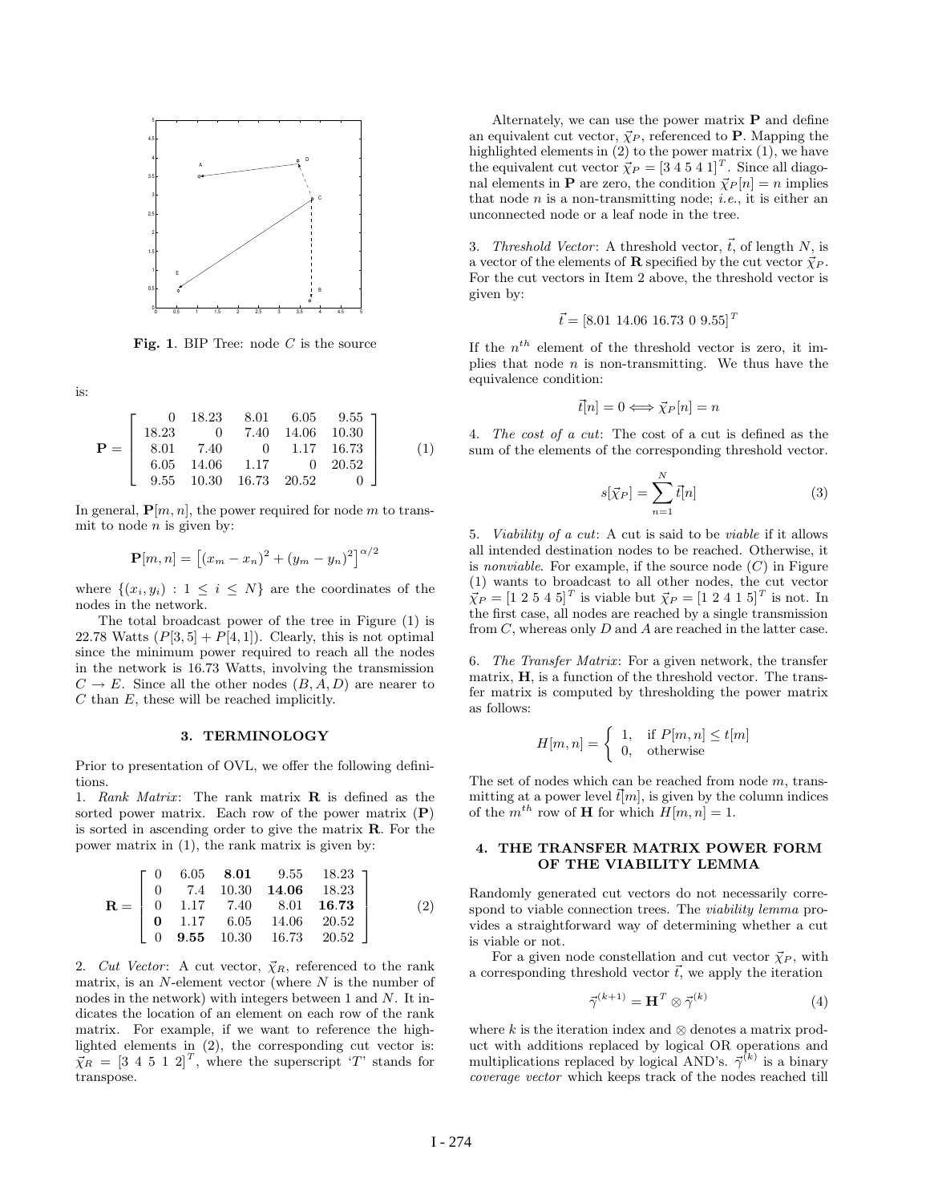**Fig. 1**. BIP Tree: node $C$ is the source

is:

$$
\mathbf{P} = \begin{bmatrix} 0 & 18.23 & 8.01 & 6.05 & 9.55 \\ 18.23 & 0 & 7.40 & 14.06 & 10.30 \\ 8.01 & 7.40 & 0 & 1.17 & 16.73 \\ 6.05 & 14.06 & 1.17 & 0 & 20.52 \\ 9.55 & 10.30 & 16.73 & 20.52 & 0 \end{bmatrix} \tag{1}
$$

In general, $\mathbf{P}[m,n]$, the power required for node $m$ to transmit to node $n$ is given by:

$$
\mathbf{P}[m,n] = \left[(x_m - x_n)^2 + (y_m - y_n)^2\right]^{\alpha/2}
$$

where $\{(x_i, y_i) : 1 \leq i \leq N\}$ are the coordinates of the nodes in the network.

The total broadcast power of the tree in Figure (1) is 22.78 Watts ($P[3,5] + P[4,1]$). Clearly, this is not optimal since the minimum power required to reach all the nodes in the network is 16.73 Watts, involving the transmission $C \rightarrow E$. Since all the other nodes $(B, A, D)$ are nearer to $C$ than $E$, these will be reached implicitly.

## 3. TERMINOLOGY

Prior to presentation of OVL, we offer the following definitions.

1. *Rank Matrix*: The rank matrix $\mathbf{R}$ is defined as the sorted power matrix. Each row of the power matrix ($\mathbf{P}$) is sorted in ascending order to give the matrix $\mathbf{R}$. For the power matrix in (1), the rank matrix is given by:

$$
\mathbf{R} = \begin{bmatrix} 0 & 6.05 & \mathbf{8.01} & 9.55 & 18.23 \\ 0 & 7.4 & 10.30 & \mathbf{14.06} & 18.23 \\ 0 & 1.17 & 7.40 & 8.01 & \mathbf{16.73} \\ \mathbf{0} & 1.17 & 6.05 & 14.06 & 20.52 \\ 0 & \mathbf{9.55} & 10.30 & 16.73 & 20.52 \end{bmatrix} \tag{2}
$$

2. *Cut Vector*: A cut vector, $\vec{\chi}_R$, referenced to the rank matrix, is an $N$-element vector (where $N$ is the number of nodes in the network) with integers between 1 and $N$. It indicates the location of an element on each row of the rank matrix. For example, if we want to reference the highlighted elements in (2), the corresponding cut vector is: $\vec{\chi}_R = [3\ 4\ 5\ 1\ 2]^T$, where the superscript '$T$' stands for transpose.

Alternately, we can use the power matrix $\mathbf{P}$ and define an equivalent cut vector, $\vec{\chi}_P$, referenced to $\mathbf{P}$. Mapping the highlighted elements in (2) to the power matrix (1), we have the equivalent cut vector $\vec{\chi}_P = [3\ 4\ 5\ 4\ 1]^T$. Since all diagonal elements in $\mathbf{P}$ are zero, the condition $\vec{\chi}_P[n] = n$ implies that node $n$ is a non-transmitting node; *i.e.*, it is either an unconnected node or a leaf node in the tree.

3. *Threshold Vector*: A threshold vector, $\vec{t}$, of length $N$, is a vector of the elements of $\mathbf{R}$ specified by the cut vector $\vec{\chi}_P$. For the cut vectors in Item 2 above, the threshold vector is given by:

$$
\vec{t} = [8.01\ 14.06\ 16.73\ 0\ 9.55]^T
$$

If the $n^{th}$ element of the threshold vector is zero, it implies that node $n$ is non-transmitting. We thus have the equivalence condition:

$$
\vec{t}[n] = 0 \Longleftrightarrow \vec{\chi}_P[n] = n
$$

4. *The cost of a cut*: The cost of a cut is defined as the sum of the elements of the corresponding threshold vector.

$$
s[\vec{\chi}_P] = \sum_{n=1}^{N} \vec{t}[n] \tag{3}
$$

5. *Viability of a cut*: A cut is said to be *viable* if it allows all intended destination nodes to be reached. Otherwise, it is *nonviable*. For example, if the source node ($C$) in Figure (1) wants to broadcast to all other nodes, the cut vector $\vec{\chi}_P = [1\ 2\ 5\ 4\ 5]^T$ is viable but $\vec{\chi}_P = [1\ 2\ 4\ 1\ 5]^T$ is not. In the first case, all nodes are reached by a single transmission from $C$, whereas only $D$ and $A$ are reached in the latter case.

6. *The Transfer Matrix*: For a given network, the transfer matrix, $\mathbf{H}$, is a function of the threshold vector. The transfer matrix is computed by thresholding the power matrix as follows:

$$
H[m,n] = \begin{cases} 1, & \text{if } P[m,n] \leq t[m] \\ 0, & \text{otherwise} \end{cases}
$$

The set of nodes which can be reached from node $m$, transmitting at a power level $\vec{t}[m]$, is given by the column indices of the $m^{th}$ row of $\mathbf{H}$ for which $H[m,n] = 1$.

## 4. THE TRANSFER MATRIX POWER FORM OF THE VIABILITY LEMMA

Randomly generated cut vectors do not necessarily correspond to viable connection trees. The *viability lemma* provides a straightforward way of determining whether a cut is viable or not.

For a given node constellation and cut vector $\vec{\chi}_P$, with a corresponding threshold vector $\vec{t}$, we apply the iteration

$$
\vec{\gamma}^{(k+1)} = \mathbf{H}^T \otimes \vec{\gamma}^{(k)} \tag{4}
$$

where $k$ is the iteration index and $\otimes$ denotes a matrix product with additions replaced by logical OR operations and multiplications replaced by logical AND's. $\vec{\gamma}^{(k)}$ is a binary *coverage vector* which keeps track of the nodes reached till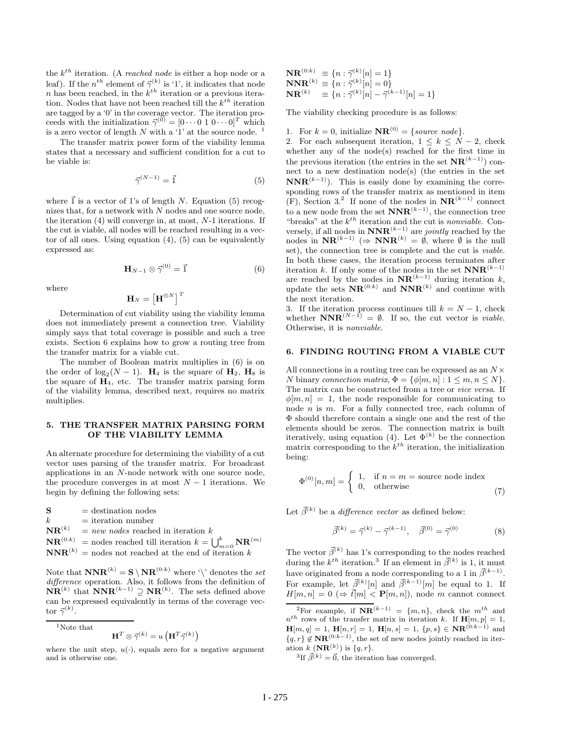the $k^{th}$ iteration. (A *reached node* is either a hop node or a leaf). If the $n^{th}$ element of $\vec{\gamma}^{(k)}$ is '1', it indicates that node $n$ has been reached, in the $k^{th}$ iteration or a previous iteration. Nodes that have not been reached till the $k^{th}$ iteration are tagged by a '0' in the coverage vector. The iteration proceeds with the initialization $\vec{\gamma}^{(0)} = [0 \cdots 0\ 1\ 0 \cdots 0]^T$ which is a zero vector of length $N$ with a '1' at the source node. [1]

The transfer matrix power form of the viability lemma states that a necessary and sufficient condition for a cut to be viable is:

$$\vec{\gamma}^{(N-1)} = \vec{1} \tag{5}$$

where $\vec{1}$ is a vector of 1's of length $N$. Equation (5) recognizes that, for a network with $N$ nodes and one source node, the iteration (4) will converge in, at most, $N$-1 iterations. If the cut is viable, all nodes will be reached resulting in a vector of all ones. Using equation (4), (5) can be equivalently expressed as:

$$\mathbf{H}_{N-1} \otimes \vec{\gamma}^{(0)} = \vec{1} \tag{6}$$

where

$$\mathbf{H}_N = \left[\mathbf{H}^{\otimes N}\right]^T$$

Determination of cut viability using the viability lemma does not immediately present a connection tree. Viability simply says that total coverage is possible and such a tree exists. Section 6 explains how to grow a routing tree from the transfer matrix for a viable cut.

The number of Boolean matrix multiplies in (6) is on the order of $\log_2(N-1)$. $\mathbf{H}_4$ is the square of $\mathbf{H}_2$, $\mathbf{H}_8$ is the square of $\mathbf{H}_4$, etc. The transfer matrix parsing form of the viability lemma, described next, requires no matrix multiplies.

## 5. THE TRANSFER MATRIX PARSING FORM OF THE VIABILITY LEMMA

An alternate procedure for determining the viability of a cut vector uses parsing of the transfer matrix. For broadcast applications in an $N$-node network with one source node, the procedure converges in at most $N-1$ iterations. We begin by defining the following sets:

- $\mathbf{S}$ = destination nodes
- $k$ = iteration number
- $\mathbf{NR}^{(k)}$ = *new nodes* reached in iteration $k$
- $\mathbf{NR}^{(0:k)}$ = nodes reached till iteration $k = \bigcup_{m=0}^{k} \mathbf{NR}^{(m)}$
- $\mathbf{NNR}^{(k)}$ = nodes not reached at the end of iteration $k$

Note that $\mathbf{NNR}^{(k)} = \mathbf{S} \setminus \mathbf{NR}^{(0:k)}$ where '\' denotes the *set difference* operation. Also, it follows from the definition of $\mathbf{NR}^{(k)}$ that $\mathbf{NNR}^{(k-1)} \supseteq \mathbf{NR}^{(k)}$. The sets defined above can be expressed equivalently in terms of the coverage vector $\vec{\gamma}^{(k)}$.

$$\begin{aligned}
\mathbf{NR}^{(0:k)} &\equiv \{n : \vec{\gamma}^{(k)}[n] = 1\} \\
\mathbf{NNR}^{(k)} &\equiv \{n : \vec{\gamma}^{(k)}[n] = 0\} \\
\mathbf{NR}^{(k)} &\equiv \{n : \vec{\gamma}^{(k)}[n] - \vec{\gamma}^{(k-1)}[n] = 1\}
\end{aligned}$$

The viability checking procedure is as follows:

1. For $k = 0$, initialize $\mathbf{NR}^{(0)} = \{\textit{source node}\}$.
2. For each subsequent iteration, $1 \le k \le N-2$, check whether any of the node(s) reached for the first time in the previous iteration (the entries in the set $\mathbf{NR}^{(k-1)}$) connect to a new destination node(s) (the entries in the set $\mathbf{NNR}^{(k-1)}$). This is easily done by examining the corresponding rows of the transfer matrix as mentioned in item (F), Section 3.[2] If none of the nodes in $\mathbf{NR}^{(k-1)}$ connect to a new node from the set $\mathbf{NNR}^{(k-1)}$, the connection tree "breaks" at the $k^{th}$ iteration and the cut is *nonviable*. Conversely, if all nodes in $\mathbf{NNR}^{(k-1)}$ are *jointly* reached by the nodes in $\mathbf{NR}^{(k-1)}$ ($\Rightarrow \mathbf{NNR}^{(k)} = \emptyset$, where $\emptyset$ is the null set), the connection tree is complete and the cut is *viable*. In both these cases, the iteration process terminates after iteration $k$. If only some of the nodes in the set $\mathbf{NNR}^{(k-1)}$ are reached by the nodes in $\mathbf{NR}^{(k-1)}$ during iteration $k$, update the sets $\mathbf{NR}^{(0:k)}$ and $\mathbf{NNR}^{(k)}$ and continue with the next iteration.
3. If the iteration process continues till $k = N-1$, check whether $\mathbf{NNR}^{(N-1)} = \emptyset$. If so, the cut vector is *viable*. Otherwise, it is *nonviable*.

## 6. FINDING ROUTING FROM A VIABLE CUT

All connections in a routing tree can be expressed as an $N \times N$ binary *connection matrix*, $\Phi = \{\phi[m,n] : 1 \le m, n \le N\}$. The matrix can be constructed from a tree or *vice versa*. If $\phi[m,n] = 1$, the node responsible for communicating to node $n$ is $m$. For a fully connected tree, each column of $\Phi$ should therefore contain a single one and the rest of the elements should be zeros. The connection matrix is built iteratively, using equation (4). Let $\Phi^{(k)}$ be the connection matrix corresponding to the $k^{th}$ iteration, the initialization being:

$$\Phi^{(0)}[n,m] = \begin{cases} 1, & \text{if } n = m = \text{source node index} \\ 0, & \text{otherwise} \end{cases} \tag{7}$$

Let $\vec{\beta}^{(k)}$ be a *difference vector* as defined below:

$$\vec{\beta}^{(k)} = \vec{\gamma}^{(k)} - \vec{\gamma}^{(k-1)}, \quad \vec{\beta}^{(0)} = \vec{\gamma}^{(0)} \tag{8}$$

The vector $\vec{\beta}^{(k)}$ has 1's corresponding to the nodes reached during the $k^{th}$ iteration.[3] If an element in $\vec{\beta}^{(k)}$ is 1, it must have originated from a node corresponding to a 1 in $\vec{\beta}^{(k-1)}$. For example, let $\vec{\beta}^{(k)}[n]$ and $\vec{\beta}^{(k-1)}[m]$ be equal to 1. If $H[m,n] = 0$ ($\Rightarrow \vec{t}[m] < \mathbf{P}[m,n]$), node $m$ cannot connect

---

[1] Note that

$$\mathbf{H}^T \otimes \vec{\gamma}^{(k)} = u\left(\mathbf{H}^T \vec{\gamma}^{(k)}\right)$$

where the unit step, $u(\cdot)$, equals zero for a negative argument and is otherwise one.

[2] For example, if $\mathbf{NR}^{(k-1)} = \{m, n\}$, check the $m^{th}$ and $n^{th}$ rows of the transfer matrix in iteration $k$. If $\mathbf{H}[m,p] = 1$, $\mathbf{H}[m,q] = 1$, $\mathbf{H}[n,r] = 1$, $\mathbf{H}[n,s] = 1$, $\{p,s\} \in \mathbf{NR}^{(0:k-1)}$ and $\{q,r\} \notin \mathbf{NR}^{(0:k-1)}$, the set of new nodes jointly reached in iteration $k$ ($\mathbf{NR}^{(k)}$) is $\{q,r\}$.

[3] If $\vec{\beta}^{(k)} = \vec{0}$, the iteration has converged.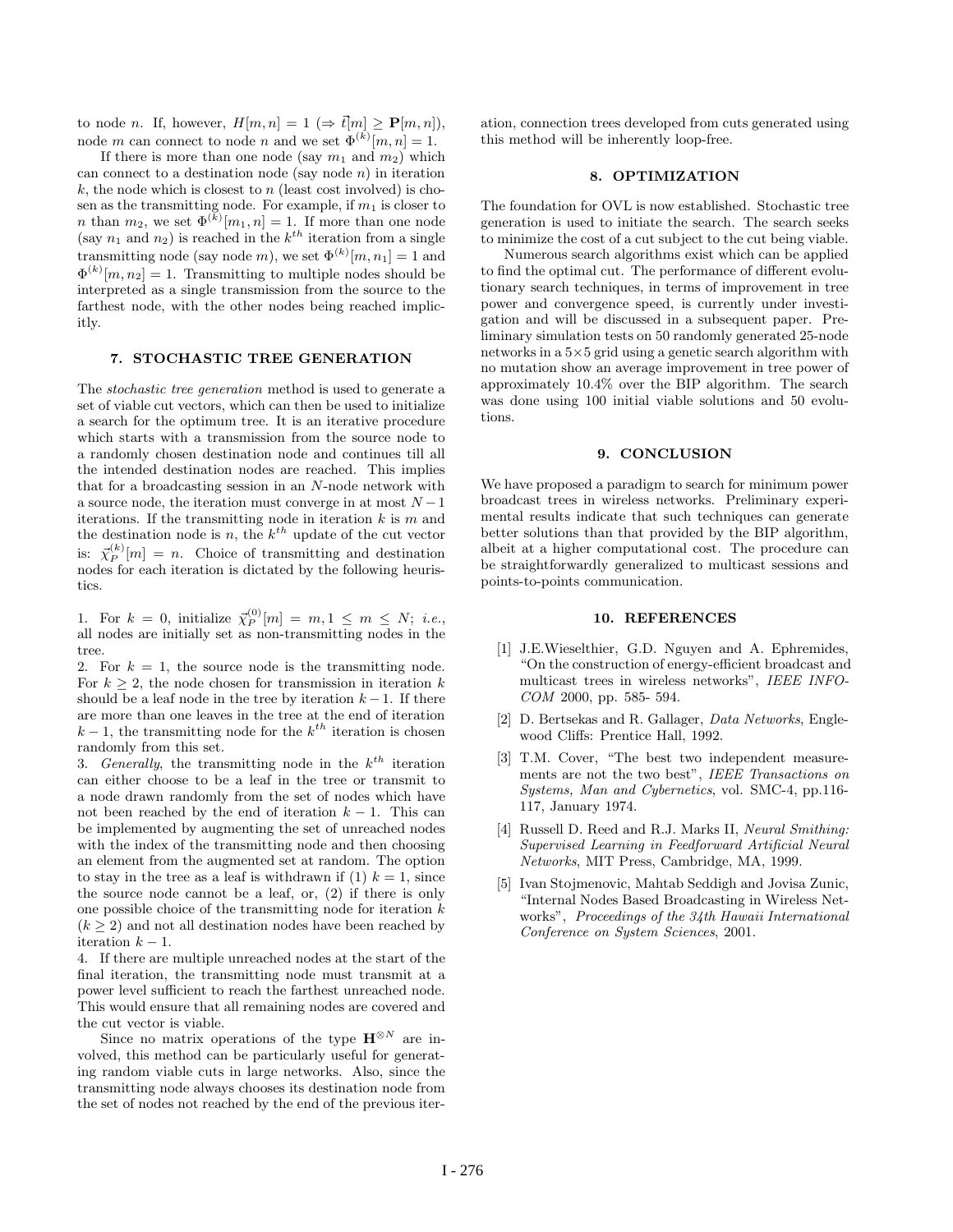to node $n$. If, however, $H[m,n] = 1$ ($\Rightarrow \vec{t}[m] \geq \mathbf{P}[m,n]$), node $m$ can connect to node $n$ and we set $\Phi^{(k)}[m,n] = 1$.

If there is more than one node (say $m_1$ and $m_2$) which can connect to a destination node (say node $n$) in iteration $k$, the node which is closest to $n$ (least cost involved) is chosen as the transmitting node. For example, if $m_1$ is closer to $n$ than $m_2$, we set $\Phi^{(k)}[m_1, n] = 1$. If more than one node (say $n_1$ and $n_2$) is reached in the $k^{th}$ iteration from a single transmitting node (say node $m$), we set $\Phi^{(k)}[m, n_1] = 1$ and $\Phi^{(k)}[m, n_2] = 1$. Transmitting to multiple nodes should be interpreted as a single transmission from the source to the farthest node, with the other nodes being reached implicitly.

## 7. STOCHASTIC TREE GENERATION

The *stochastic tree generation* method is used to generate a set of viable cut vectors, which can then be used to initialize a search for the optimum tree. It is an iterative procedure which starts with a transmission from the source node to a randomly chosen destination node and continues till all the intended destination nodes are reached. This implies that for a broadcasting session in an $N$-node network with a source node, the iteration must converge in at most $N-1$ iterations. If the transmitting node in iteration $k$ is $m$ and the destination node is $n$, the $k^{th}$ update of the cut vector is: $\vec{\chi}_P^{(k)}[m] = n$. Choice of transmitting and destination nodes for each iteration is dictated by the following heuristics.

1. For $k = 0$, initialize $\vec{\chi}_P^{(0)}[m] = m, 1 \leq m \leq N$; *i.e.*, all nodes are initially set as non-transmitting nodes in the tree.
2. For $k = 1$, the source node is the transmitting node. For $k \geq 2$, the node chosen for transmission in iteration $k$ should be a leaf node in the tree by iteration $k-1$. If there are more than one leaves in the tree at the end of iteration $k-1$, the transmitting node for the $k^{th}$ iteration is chosen randomly from this set.
3. *Generally*, the transmitting node in the $k^{th}$ iteration can either choose to be a leaf in the tree or transmit to a node drawn randomly from the set of nodes which have not been reached by the end of iteration $k-1$. This can be implemented by augmenting the set of unreached nodes with the index of the transmitting node and then choosing an element from the augmented set at random. The option to stay in the tree as a leaf is withdrawn if (1) $k = 1$, since the source node cannot be a leaf, or, (2) if there is only one possible choice of the transmitting node for iteration $k$ ($k \geq 2$) and not all destination nodes have been reached by iteration $k-1$.
4. If there are multiple unreached nodes at the start of the final iteration, the transmitting node must transmit at a power level sufficient to reach the farthest unreached node. This would ensure that all remaining nodes are covered and the cut vector is viable.

Since no matrix operations of the type $\mathbf{H}^{\otimes N}$ are involved, this method can be particularly useful for generating random viable cuts in large networks. Also, since the transmitting node always chooses its destination node from the set of nodes not reached by the end of the previous iteration, connection trees developed from cuts generated using this method will be inherently loop-free.

## 8. OPTIMIZATION

The foundation for OVL is now established. Stochastic tree generation is used to initiate the search. The search seeks to minimize the cost of a cut subject to the cut being viable.

Numerous search algorithms exist which can be applied to find the optimal cut. The performance of different evolutionary search techniques, in terms of improvement in tree power and convergence speed, is currently under investigation and will be discussed in a subsequent paper. Preliminary simulation tests on 50 randomly generated 25-node networks in a $5\times5$ grid using a genetic search algorithm with no mutation show an average improvement in tree power of approximately 10.4% over the BIP algorithm. The search was done using 100 initial viable solutions and 50 evolutions.

## 9. CONCLUSION

We have proposed a paradigm to search for minimum power broadcast trees in wireless networks. Preliminary experimental results indicate that such techniques can generate better solutions than that provided by the BIP algorithm, albeit at a higher computational cost. The procedure can be straightforwardly generalized to multicast sessions and points-to-points communication.

## 10. REFERENCES

[1] J.E.Wieselthier, G.D. Nguyen and A. Ephremides, "On the construction of energy-efficient broadcast and multicast trees in wireless networks", *IEEE INFOCOM* 2000, pp. 585- 594.

[2] D. Bertsekas and R. Gallager, *Data Networks*, Englewood Cliffs: Prentice Hall, 1992.

[3] T.M. Cover, "The best two independent measurements are not the two best", *IEEE Transactions on Systems, Man and Cybernetics*, vol. SMC-4, pp.116-117, January 1974.

[4] Russell D. Reed and R.J. Marks II, *Neural Smithing: Supervised Learning in Feedforward Artificial Neural Networks*, MIT Press, Cambridge, MA, 1999.

[5] Ivan Stojmenovic, Mahtab Seddigh and Jovisa Zunic, "Internal Nodes Based Broadcasting in Wireless Networks", *Proceedings of the 34th Hawaii International Conference on System Sciences*, 2001.